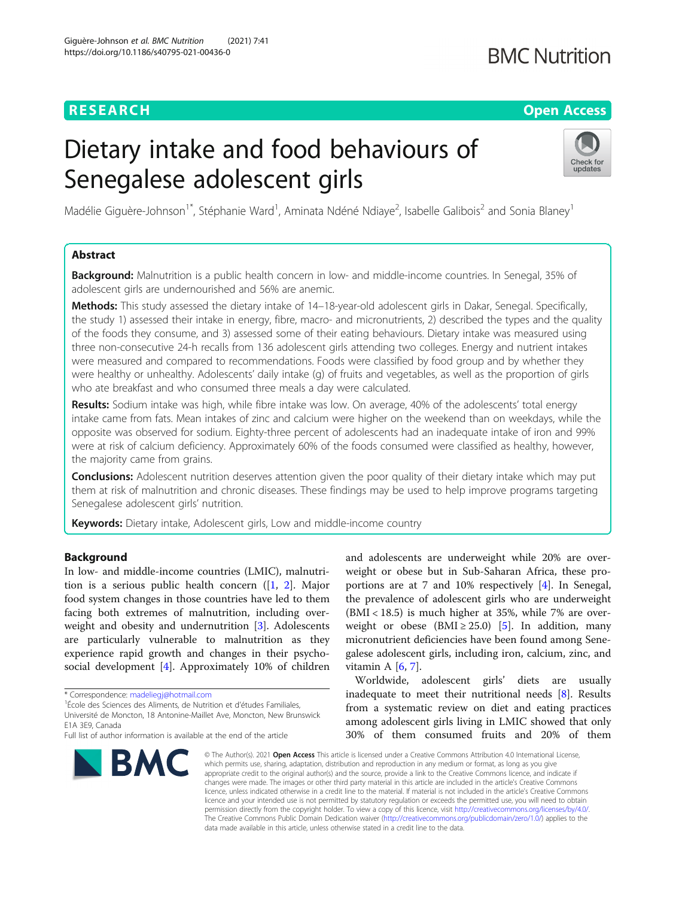# Dietary intake and food behaviours of Senegalese adolescent girls

Madélie Giguère-Johnson[1*], Stéphanie Ward[1], Aminata Ndéné Ndiaye[2], Isabelle Galibois[2] and Sonia Blaney[1]

## Abstract

**Background:** Malnutrition is a public health concern in low- and middle-income countries. In Senegal, 35% of adolescent girls are undernourished and 56% are anemic.

**Methods:** This study assessed the dietary intake of 14–18-year-old adolescent girls in Dakar, Senegal. Specifically, the study 1) assessed their intake in energy, fibre, macro- and micronutrients, 2) described the types and the quality of the foods they consume, and 3) assessed some of their eating behaviours. Dietary intake was measured using three non-consecutive 24-h recalls from 136 adolescent girls attending two colleges. Energy and nutrient intakes were measured and compared to recommendations. Foods were classified by food group and by whether they were healthy or unhealthy. Adolescents' daily intake (g) of fruits and vegetables, as well as the proportion of girls who ate breakfast and who consumed three meals a day were calculated.

**Results:** Sodium intake was high, while fibre intake was low. On average, 40% of the adolescents' total energy intake came from fats. Mean intakes of zinc and calcium were higher on the weekend than on weekdays, while the opposite was observed for sodium. Eighty-three percent of adolescents had an inadequate intake of iron and 99% were at risk of calcium deficiency. Approximately 60% of the foods consumed were classified as healthy, however, the majority came from grains.

**Conclusions:** Adolescent nutrition deserves attention given the poor quality of their dietary intake which may put them at risk of malnutrition and chronic diseases. These findings may be used to help improve programs targeting Senegalese adolescent girls' nutrition.

**Keywords:** Dietary intake, Adolescent girls, Low and middle-income country

## Background

In low- and middle-income countries (LMIC), malnutrition is a serious public health concern ([1, 2]. Major food system changes in those countries have led to them facing both extremes of malnutrition, including overweight and obesity and undernutrition [3]. Adolescents are particularly vulnerable to malnutrition as they experience rapid growth and changes in their psychosocial development [4]. Approximately 10% of children and adolescents are underweight while 20% are overweight or obese but in Sub-Saharan Africa, these proportions are at 7 and 10% respectively [4]. In Senegal, the prevalence of adolescent girls who are underweight (BMI < 18.5) is much higher at 35%, while 7% are overweight or obese (BMI ≥ 25.0) [5]. In addition, many micronutrient deficiencies have been found among Senegalese adolescent girls, including iron, calcium, zinc, and vitamin A [6, 7].

Worldwide, adolescent girls' diets are usually inadequate to meet their nutritional needs [8]. Results from a systematic review on diet and eating practices among adolescent girls living in LMIC showed that only 30% of them consumed fruits and 20% of them

\* Correspondence: madeliegj@hotmail.com

[1]École des Sciences des Aliments, de Nutrition et d'études Familiales, Université de Moncton, 18 Antonine-Maillet Ave, Moncton, New Brunswick E1A 3E9, Canada

Full list of author information is available at the end of the article

© The Author(s). 2021 **Open Access** This article is licensed under a Creative Commons Attribution 4.0 International License, which permits use, sharing, adaptation, distribution and reproduction in any medium or format, as long as you give appropriate credit to the original author(s) and the source, provide a link to the Creative Commons licence, and indicate if changes were made. The images or other third party material in this article are included in the article's Creative Commons licence, unless indicated otherwise in a credit line to the material. If material is not included in the article's Creative Commons licence and your intended use is not permitted by statutory regulation or exceeds the permitted use, you will need to obtain permission directly from the copyright holder. To view a copy of this licence, visit http://creativecommons.org/licenses/by/4.0/. The Creative Commons Public Domain Dedication waiver (http://creativecommons.org/publicdomain/zero/1.0/) applies to the data made available in this article, unless otherwise stated in a credit line to the data.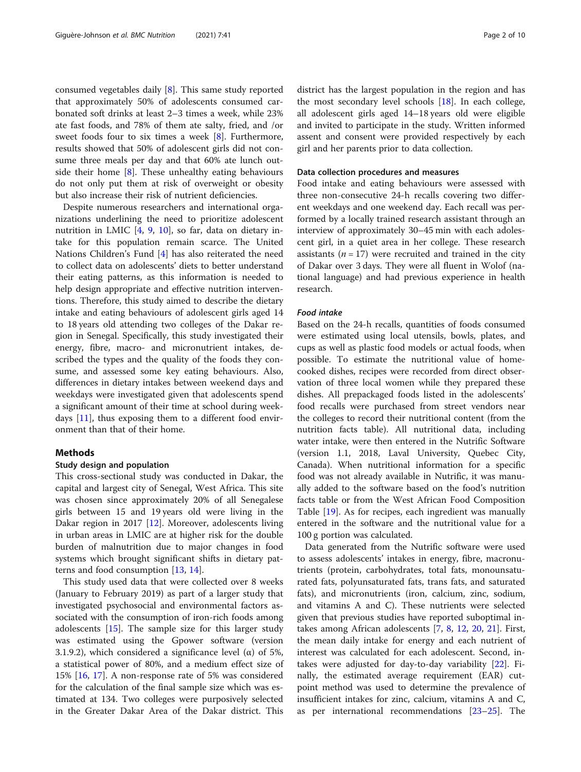consumed vegetables daily [8]. This same study reported that approximately 50% of adolescents consumed carbonated soft drinks at least 2–3 times a week, while 23% ate fast foods, and 78% of them ate salty, fried, and /or sweet foods four to six times a week [8]. Furthermore, results showed that 50% of adolescent girls did not consume three meals per day and that 60% ate lunch outside their home [8]. These unhealthy eating behaviours do not only put them at risk of overweight or obesity but also increase their risk of nutrient deficiencies.

Despite numerous researchers and international organizations underlining the need to prioritize adolescent nutrition in LMIC [4, 9, 10], so far, data on dietary intake for this population remain scarce. The United Nations Children's Fund [4] has also reiterated the need to collect data on adolescents' diets to better understand their eating patterns, as this information is needed to help design appropriate and effective nutrition interventions. Therefore, this study aimed to describe the dietary intake and eating behaviours of adolescent girls aged 14 to 18 years old attending two colleges of the Dakar region in Senegal. Specifically, this study investigated their energy, fibre, macro- and micronutrient intakes, described the types and the quality of the foods they consume, and assessed some key eating behaviours. Also, differences in dietary intakes between weekend days and weekdays were investigated given that adolescents spend a significant amount of their time at school during weekdays [11], thus exposing them to a different food environment than that of their home.

## Methods

### Study design and population

This cross-sectional study was conducted in Dakar, the capital and largest city of Senegal, West Africa. This site was chosen since approximately 20% of all Senegalese girls between 15 and 19 years old were living in the Dakar region in 2017 [12]. Moreover, adolescents living in urban areas in LMIC are at higher risk for the double burden of malnutrition due to major changes in food systems which brought significant shifts in dietary patterns and food consumption [13, 14].

This study used data that were collected over 8 weeks (January to February 2019) as part of a larger study that investigated psychosocial and environmental factors associated with the consumption of iron-rich foods among adolescents [15]. The sample size for this larger study was estimated using the Gpower software (version 3.1.9.2), which considered a significance level ($\alpha$) of 5%, a statistical power of 80%, and a medium effect size of 15% [16, 17]. A non-response rate of 5% was considered for the calculation of the final sample size which was estimated at 134. Two colleges were purposively selected in the Greater Dakar Area of the Dakar district. This district has the largest population in the region and has the most secondary level schools [18]. In each college, all adolescent girls aged 14–18 years old were eligible and invited to participate in the study. Written informed assent and consent were provided respectively by each girl and her parents prior to data collection.

### Data collection procedures and measures

Food intake and eating behaviours were assessed with three non-consecutive 24-h recalls covering two different weekdays and one weekend day. Each recall was performed by a locally trained research assistant through an interview of approximately 30–45 min with each adolescent girl, in a quiet area in her college. These research assistants ($n = 17$) were recruited and trained in the city of Dakar over 3 days. They were all fluent in Wolof (national language) and had previous experience in health research.

#### *Food intake*

Based on the 24-h recalls, quantities of foods consumed were estimated using local utensils, bowls, plates, and cups as well as plastic food models or actual foods, when possible. To estimate the nutritional value of home-cooked dishes, recipes were recorded from direct observation of three local women while they prepared these dishes. All prepackaged foods listed in the adolescents' food recalls were purchased from street vendors near the colleges to record their nutritional content (from the nutrition facts table). All nutritional data, including water intake, were then entered in the Nutrific Software (version 1.1, 2018, Laval University, Quebec City, Canada). When nutritional information for a specific food was not already available in Nutrific, it was manually added to the software based on the food's nutrition facts table or from the West African Food Composition Table [19]. As for recipes, each ingredient was manually entered in the software and the nutritional value for a 100 g portion was calculated.

Data generated from the Nutrific software were used to assess adolescents' intakes in energy, fibre, macronutrients (protein, carbohydrates, total fats, monounsaturated fats, polyunsaturated fats, trans fats, and saturated fats), and micronutrients (iron, calcium, zinc, sodium, and vitamins A and C). These nutrients were selected given that previous studies have reported suboptimal intakes among African adolescents [7, 8, 12, 20, 21]. First, the mean daily intake for energy and each nutrient of interest was calculated for each adolescent. Second, intakes were adjusted for day-to-day variability [22]. Finally, the estimated average requirement (EAR) cut-point method was used to determine the prevalence of insufficient intakes for zinc, calcium, vitamins A and C, as per international recommendations [23–25]. The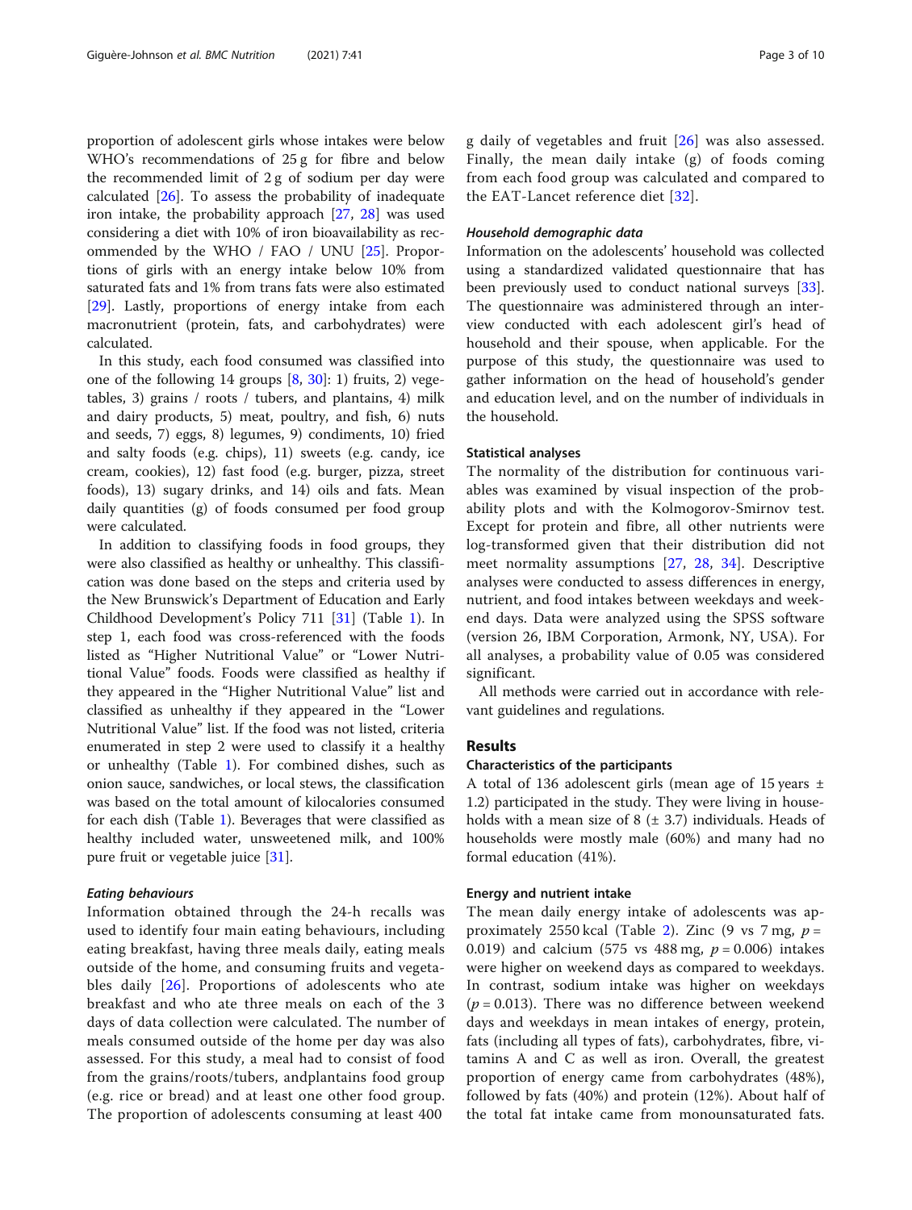proportion of adolescent girls whose intakes were below WHO's recommendations of 25 g for fibre and below the recommended limit of 2 g of sodium per day were calculated [26]. To assess the probability of inadequate iron intake, the probability approach [27, 28] was used considering a diet with 10% of iron bioavailability as recommended by the WHO / FAO / UNU [25]. Proportions of girls with an energy intake below 10% from saturated fats and 1% from trans fats were also estimated [29]. Lastly, proportions of energy intake from each macronutrient (protein, fats, and carbohydrates) were calculated.

In this study, each food consumed was classified into one of the following 14 groups [8, 30]: 1) fruits, 2) vegetables, 3) grains / roots / tubers, and plantains, 4) milk and dairy products, 5) meat, poultry, and fish, 6) nuts and seeds, 7) eggs, 8) legumes, 9) condiments, 10) fried and salty foods (e.g. chips), 11) sweets (e.g. candy, ice cream, cookies), 12) fast food (e.g. burger, pizza, street foods), 13) sugary drinks, and 14) oils and fats. Mean daily quantities (g) of foods consumed per food group were calculated.

In addition to classifying foods in food groups, they were also classified as healthy or unhealthy. This classification was done based on the steps and criteria used by the New Brunswick's Department of Education and Early Childhood Development's Policy 711 [31] (Table 1). In step 1, each food was cross-referenced with the foods listed as "Higher Nutritional Value" or "Lower Nutritional Value" foods. Foods were classified as healthy if they appeared in the "Higher Nutritional Value" list and classified as unhealthy if they appeared in the "Lower Nutritional Value" list. If the food was not listed, criteria enumerated in step 2 were used to classify it a healthy or unhealthy (Table 1). For combined dishes, such as onion sauce, sandwiches, or local stews, the classification was based on the total amount of kilocalories consumed for each dish (Table 1). Beverages that were classified as healthy included water, unsweetened milk, and 100% pure fruit or vegetable juice [31].

#### *Eating behaviours*

Information obtained through the 24-h recalls was used to identify four main eating behaviours, including eating breakfast, having three meals daily, eating meals outside of the home, and consuming fruits and vegetables daily [26]. Proportions of adolescents who ate breakfast and who ate three meals on each of the 3 days of data collection were calculated. The number of meals consumed outside of the home per day was also assessed. For this study, a meal had to consist of food from the grains/roots/tubers, andplantains food group (e.g. rice or bread) and at least one other food group. The proportion of adolescents consuming at least 400 g daily of vegetables and fruit [26] was also assessed. Finally, the mean daily intake (g) of foods coming from each food group was calculated and compared to the EAT-Lancet reference diet [32].

#### *Household demographic data*

Information on the adolescents' household was collected using a standardized validated questionnaire that has been previously used to conduct national surveys [33]. The questionnaire was administered through an interview conducted with each adolescent girl's head of household and their spouse, when applicable. For the purpose of this study, the questionnaire was used to gather information on the head of household's gender and education level, and on the number of individuals in the household.

#### Statistical analyses

The normality of the distribution for continuous variables was examined by visual inspection of the probability plots and with the Kolmogorov-Smirnov test. Except for protein and fibre, all other nutrients were log-transformed given that their distribution did not meet normality assumptions [27, 28, 34]. Descriptive analyses were conducted to assess differences in energy, nutrient, and food intakes between weekdays and weekend days. Data were analyzed using the SPSS software (version 26, IBM Corporation, Armonk, NY, USA). For all analyses, a probability value of 0.05 was considered significant.

All methods were carried out in accordance with relevant guidelines and regulations.

## Results

### Characteristics of the participants

A total of 136 adolescent girls (mean age of 15 years ± 1.2) participated in the study. They were living in households with a mean size of 8 (± 3.7) individuals. Heads of households were mostly male (60%) and many had no formal education (41%).

### Energy and nutrient intake

The mean daily energy intake of adolescents was approximately 2550 kcal (Table 2). Zinc (9 vs 7 mg, $p = 0.019$) and calcium (575 vs 488 mg, $p = 0.006$) intakes were higher on weekend days as compared to weekdays. In contrast, sodium intake was higher on weekdays ($p = 0.013$). There was no difference between weekend days and weekdays in mean intakes of energy, protein, fats (including all types of fats), carbohydrates, fibre, vitamins A and C as well as iron. Overall, the greatest proportion of energy came from carbohydrates (48%), followed by fats (40%) and protein (12%). About half of the total fat intake came from monounsaturated fats.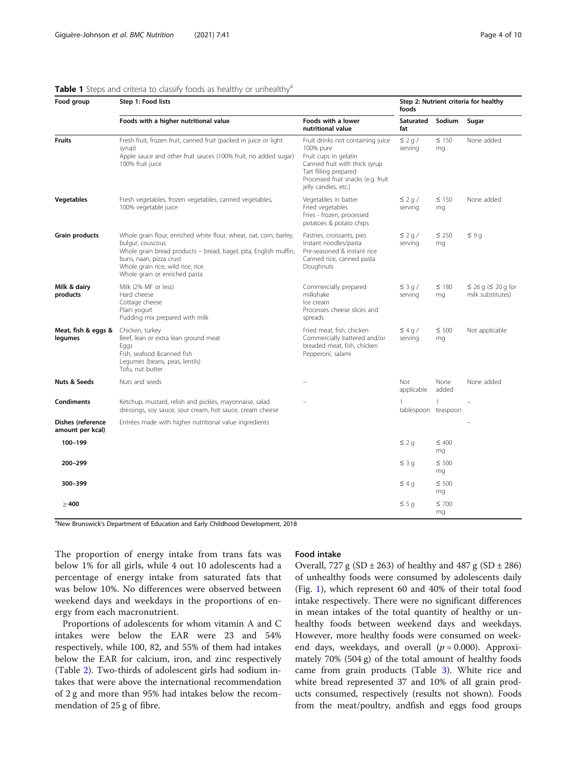**Table 1** Steps and criteria to classify foods as healthy or unhealthy[a]

| Food group | Step 1: Food lists | | Step 2: Nutrient criteria for healthy foods | | |
|---|---|---|---|---|---|
| | Foods with a higher nutritional value | Foods with a lower nutritional value | Saturated fat | Sodium | Sugar |
| **Fruits** | Fresh fruit, frozen fruit, canned fruit (packed in juice or light syrup)<br>Apple sauce and other fruit sauces (100% fruit, no added sugar)<br>100% fruit juice | Fruit drinks not containing juice 100% pure<br>Fruit cups in gelatin<br>Canned fruit with thick syrup<br>Tart filling prepared<br>Processed fruit snacks (e.g. fruit jelly candies, etc.) | ≤ 2 g / serving | ≤ 150 mg | None added |
| **Vegetables** | Fresh vegetables, frozen vegetables, canned vegetables, 100% vegetable juice | Vegetables in batter<br>Fried vegetables<br>Fries - frozen, processed potatoes & potato chips | ≤ 2 g / serving | ≤ 150 mg | None added |
| **Grain products** | Whole grain flour, enriched white flour, wheat, oat, corn, barley, bulgur, couscous<br>Whole grain bread products – bread, bagel, pita, English muffin, buns, naan, pizza crust<br>Whole grain rice, wild rice, rice<br>Whole grain or enriched pasta | Pastries, croissants, pies<br>Instant noodles/pasta<br>Pre-seasoned & instant rice<br>Canned rice, canned pasta<br>Doughnuts | ≤ 2 g / serving | ≤ 250 mg | ≤ 9 g |
| **Milk & dairy products** | Milk (2% MF or less)<br>Hard cheese<br>Cottage cheese<br>Plain yogurt<br>Pudding mix prepared with milk | Commercially prepared milkshake<br>Ice cream<br>Processes cheese slices and spreads | ≤ 3 g / serving | ≤ 180 mg | ≤ 26 g (≤ 20 g for milk substitutes) |
| **Meat, fish & eggs & legumes** | Chicken, turkey<br>Beef, lean or extra lean ground meat<br>Eggs<br>Fish, seafood &canned fish<br>Legumes (beans, peas, lentils)<br>Tofu, nut butter | Fried meat, fish, chicken<br>Commercially battered and/or breaded meat, fish, chicken<br>Pepperoni, salami | ≤ 4 g / serving | ≤ 500 mg | Not applicable |
| **Nuts & Seeds** | Nuts and seeds | – | Not applicable | None added | None added |
| **Condiments** | Ketchup, mustard, relish and pickles, mayonnaise, salad dressings, soy sauce, sour cream, hot sauce, cream cheese | – | 1 tablespoon | 1 teaspoon | – |
| **Dishes (reference amount per kcal)** | Entrées made with higher nutritional value ingredients | | | | – |
| **100–199** | | | ≤ 2 g | ≤ 400 mg | |
| **200–299** | | | ≤ 3 g | ≤ 500 mg | |
| **300–399** | | | ≤ 4 g | ≤ 500 mg | |
| **≥ 400** | | | ≤ 5 g | ≤ 700 mg | |

[a]New Brunswick's Department of Education and Early Childhood Development, 2018

The proportion of energy intake from trans fats was below 1% for all girls, while 4 out 10 adolescents had a percentage of energy intake from saturated fats that was below 10%. No differences were observed between weekend days and weekdays in the proportions of energy from each macronutrient.

Proportions of adolescents for whom vitamin A and C intakes were below the EAR were 23 and 54% respectively, while 100, 82, and 55% of them had intakes below the EAR for calcium, iron, and zinc respectively (Table 2). Two-thirds of adolescent girls had sodium intakes that were above the international recommendation of 2 g and more than 95% had intakes below the recommendation of 25 g of fibre.

## Food intake

Overall, 727 g (SD ± 263) of healthy and 487 g (SD ± 286) of unhealthy foods were consumed by adolescents daily (Fig. 1), which represent 60 and 40% of their total food intake respectively. There were no significant differences in mean intakes of the total quantity of healthy or unhealthy foods between weekend days and weekdays. However, more healthy foods were consumed on weekend days, weekdays, and overall ($p = 0.000$). Approximately 70% (504 g) of the total amount of healthy foods came from grain products (Table 3). White rice and white bread represented 37 and 10% of all grain products consumed, respectively (results not shown). Foods from the meat/poultry, andfish and eggs food groups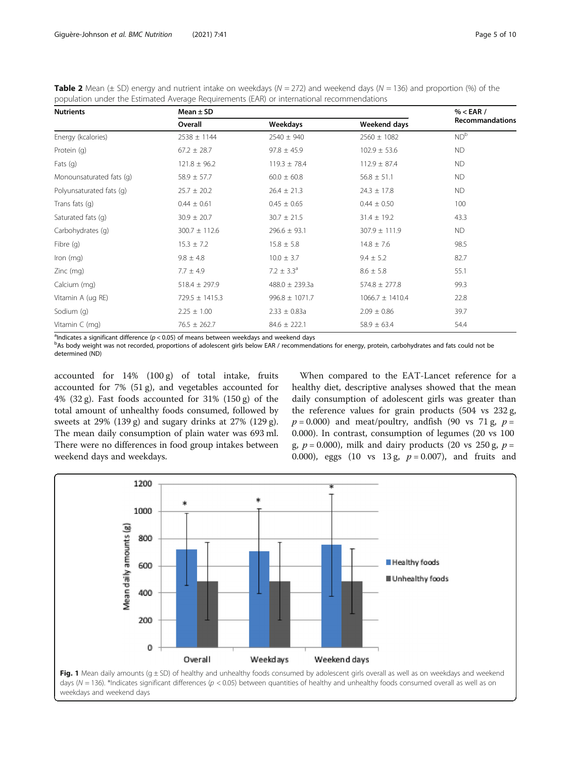**Table 2** Mean (± SD) energy and nutrient intake on weekdays ($N$ = 272) and weekend days ($N$ = 136) and proportion (%) of the population under the Estimated Average Requirements (EAR) or international recommendations

| Nutrients | Mean ± SD | | | % < EAR / Recommandations |
|---|---|---|---|---|
| | Overall | Weekdays | Weekend days | |
| Energy (kcalories) | 2538 ± 1144 | 2540 ± 940 | 2560 ± 1082 | ND[b] |
| Protein (g) | 67.2 ± 28.7 | 97.8 ± 45.9 | 102.9 ± 53.6 | ND |
| Fats (g) | 121.8 ± 96.2 | 119.3 ± 78.4 | 112.9 ± 87.4 | ND |
| Monounsaturated fats (g) | 58.9 ± 57.7 | 60.0 ± 60.8 | 56.8 ± 51.1 | ND |
| Polyunsaturated fats (g) | 25.7 ± 20.2 | 26.4 ± 21.3 | 24.3 ± 17.8 | ND |
| Trans fats (g) | 0.44 ± 0.61 | 0.45 ± 0.65 | 0.44 ± 0.50 | 100 |
| Saturated fats (g) | 30.9 ± 20.7 | 30.7 ± 21.5 | 31.4 ± 19.2 | 43.3 |
| Carbohydrates (g) | 300.7 ± 112.6 | 296.6 ± 93.1 | 307.9 ± 111.9 | ND |
| Fibre (g) | 15.3 ± 7.2 | 15.8 ± 5.8 | 14.8 ± 7.6 | 98.5 |
| Iron (mg) | 9.8 ± 4.8 | 10.0 ± 3.7 | 9.4 ± 5.2 | 82.7 |
| Zinc (mg) | 7.7 ± 4.9 | 7.2 ± 3.3[a] | 8.6 ± 5.8 | 55.1 |
| Calcium (mg) | 518.4 ± 297.9 | 488.0 ± 239.3a | 574.8 ± 277.8 | 99.3 |
| Vitamin A (ug RE) | 729.5 ± 1415.3 | 996.8 ± 1071.7 | 1066.7 ± 1410.4 | 22.8 |
| Sodium (g) | 2.25 ± 1.00 | 2.33 ± 0.83a | 2.09 ± 0.86 | 39.7 |
| Vitamin C (mg) | 76.5 ± 262.7 | 84.6 ± 222.1 | 58.9 ± 63.4 | 54.4 |

[a]Indicates a significant difference ($p$ < 0.05) of means between weekdays and weekend days
[b]As body weight was not recorded, proportions of adolescent girls below EAR / recommendations for energy, protein, carbohydrates and fats could not be determined (ND)

accounted for 14% (100 g) of total intake, fruits accounted for 7% (51 g), and vegetables accounted for 4% (32 g). Fast foods accounted for 31% (150 g) of the total amount of unhealthy foods consumed, followed by sweets at 29% (139 g) and sugary drinks at 27% (129 g). The mean daily consumption of plain water was 693 ml. There were no differences in food group intakes between weekend days and weekdays.

When compared to the EAT-Lancet reference for a healthy diet, descriptive analyses showed that the mean daily consumption of adolescent girls was greater than the reference values for grain products (504 vs 232 g, $p$ = 0.000) and meat/poultry, andfish (90 vs 71 g, $p$ = 0.000). In contrast, consumption of legumes (20 vs 100 g, $p$ = 0.000), milk and dairy products (20 vs 250 g, $p$ = 0.000), eggs (10 vs 13 g, $p$ = 0.007), and fruits and

**Fig. 1** Mean daily amounts (g ± SD) of healthy and unhealthy foods consumed by adolescent girls overall as well as on weekdays and weekend days ($N$ = 136). *Indicates significant differences ($p$ < 0.05) between quantities of healthy and unhealthy foods consumed overall as well as on weekdays and weekend days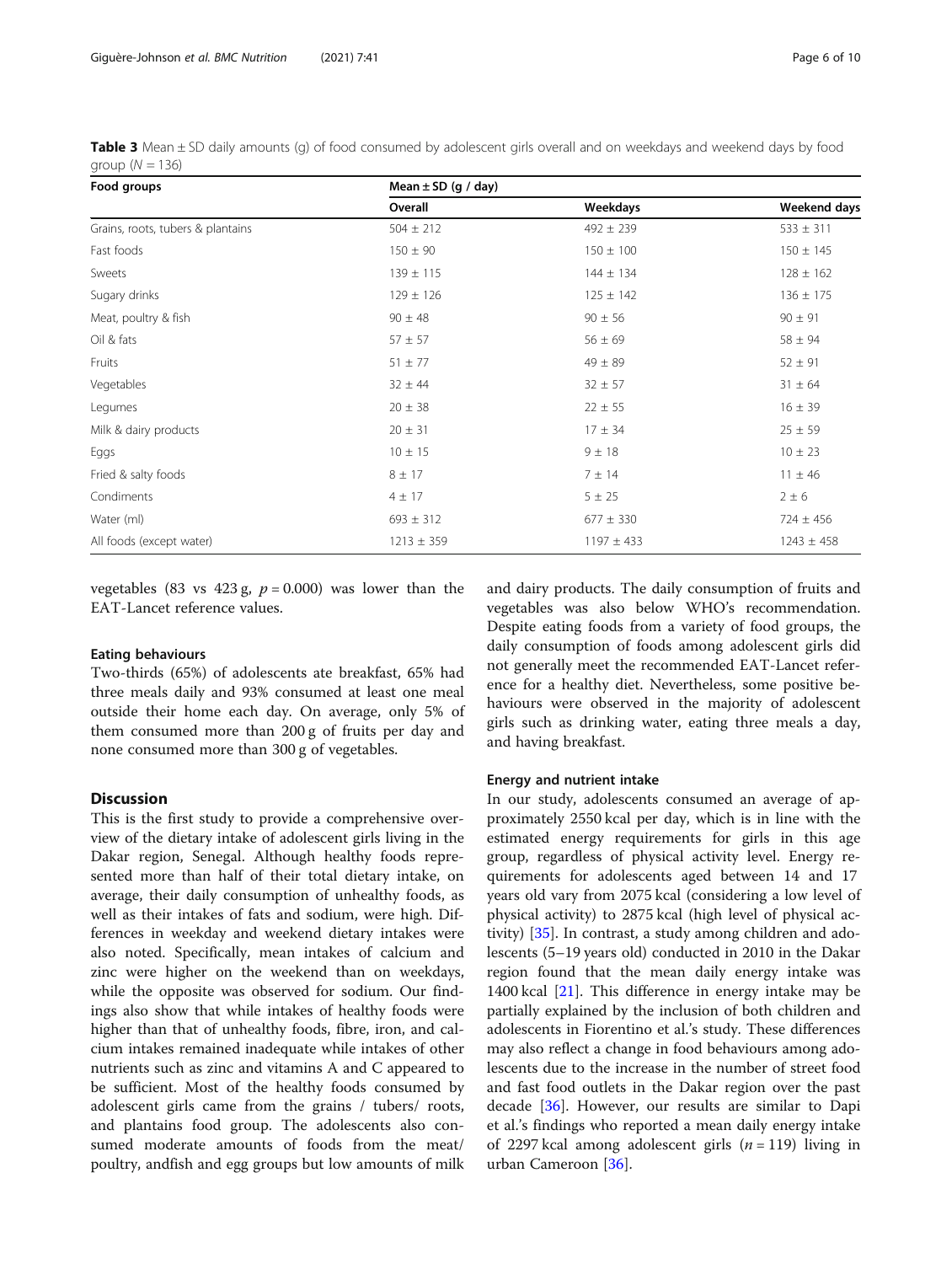**Table 3** Mean ± SD daily amounts (g) of food consumed by adolescent girls overall and on weekdays and weekend days by food group ($N = 136$)

| Food groups | Mean ± SD (g / day) | | |
|---|---|---|---|
| | Overall | Weekdays | Weekend days |
| Grains, roots, tubers & plantains | 504 ± 212 | 492 ± 239 | 533 ± 311 |
| Fast foods | 150 ± 90 | 150 ± 100 | 150 ± 145 |
| Sweets | 139 ± 115 | 144 ± 134 | 128 ± 162 |
| Sugary drinks | 129 ± 126 | 125 ± 142 | 136 ± 175 |
| Meat, poultry & fish | 90 ± 48 | 90 ± 56 | 90 ± 91 |
| Oil & fats | 57 ± 57 | 56 ± 69 | 58 ± 94 |
| Fruits | 51 ± 77 | 49 ± 89 | 52 ± 91 |
| Vegetables | 32 ± 44 | 32 ± 57 | 31 ± 64 |
| Legumes | 20 ± 38 | 22 ± 55 | 16 ± 39 |
| Milk & dairy products | 20 ± 31 | 17 ± 34 | 25 ± 59 |
| Eggs | 10 ± 15 | 9 ± 18 | 10 ± 23 |
| Fried & salty foods | 8 ± 17 | 7 ± 14 | 11 ± 46 |
| Condiments | 4 ± 17 | 5 ± 25 | 2 ± 6 |
| Water (ml) | 693 ± 312 | 677 ± 330 | 724 ± 456 |
| All foods (except water) | 1213 ± 359 | 1197 ± 433 | 1243 ± 458 |

vegetables (83 vs 423 g, $p = 0.000$) was lower than the EAT-Lancet reference values.

### Eating behaviours

Two-thirds (65%) of adolescents ate breakfast, 65% had three meals daily and 93% consumed at least one meal outside their home each day. On average, only 5% of them consumed more than 200 g of fruits per day and none consumed more than 300 g of vegetables.

## Discussion

This is the first study to provide a comprehensive overview of the dietary intake of adolescent girls living in the Dakar region, Senegal. Although healthy foods represented more than half of their total dietary intake, on average, their daily consumption of unhealthy foods, as well as their intakes of fats and sodium, were high. Differences in weekday and weekend dietary intakes were also noted. Specifically, mean intakes of calcium and zinc were higher on the weekend than on weekdays, while the opposite was observed for sodium. Our findings also show that while intakes of healthy foods were higher than that of unhealthy foods, fibre, iron, and calcium intakes remained inadequate while intakes of other nutrients such as zinc and vitamins A and C appeared to be sufficient. Most of the healthy foods consumed by adolescent girls came from the grains / tubers/ roots, and plantains food group. The adolescents also consumed moderate amounts of foods from the meat/ poultry, andfish and egg groups but low amounts of milk and dairy products. The daily consumption of fruits and vegetables was also below WHO's recommendation. Despite eating foods from a variety of food groups, the daily consumption of foods among adolescent girls did not generally meet the recommended EAT-Lancet reference for a healthy diet. Nevertheless, some positive behaviours were observed in the majority of adolescent girls such as drinking water, eating three meals a day, and having breakfast.

### Energy and nutrient intake

In our study, adolescents consumed an average of approximately 2550 kcal per day, which is in line with the estimated energy requirements for girls in this age group, regardless of physical activity level. Energy requirements for adolescents aged between 14 and 17 years old vary from 2075 kcal (considering a low level of physical activity) to 2875 kcal (high level of physical activity) [35]. In contrast, a study among children and adolescents (5–19 years old) conducted in 2010 in the Dakar region found that the mean daily energy intake was 1400 kcal [21]. This difference in energy intake may be partially explained by the inclusion of both children and adolescents in Fiorentino et al.'s study. These differences may also reflect a change in food behaviours among adolescents due to the increase in the number of street food and fast food outlets in the Dakar region over the past decade [36]. However, our results are similar to Dapi et al.'s findings who reported a mean daily energy intake of 2297 kcal among adolescent girls ($n = 119$) living in urban Cameroon [36].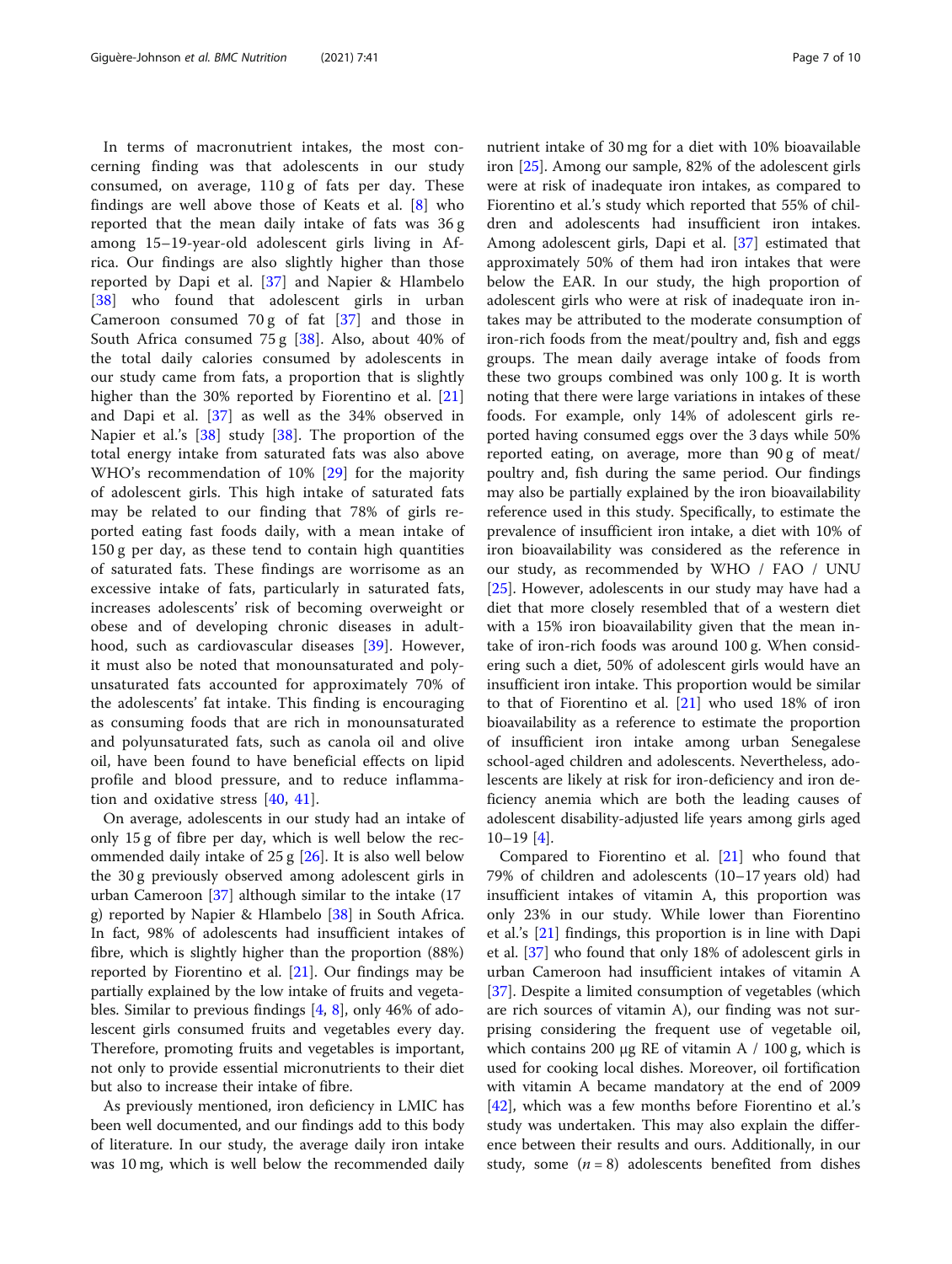In terms of macronutrient intakes, the most concerning finding was that adolescents in our study consumed, on average, 110 g of fats per day. These findings are well above those of Keats et al. [8] who reported that the mean daily intake of fats was 36 g among 15–19-year-old adolescent girls living in Africa. Our findings are also slightly higher than those reported by Dapi et al. [37] and Napier & Hlambelo [38] who found that adolescent girls in urban Cameroon consumed 70 g of fat [37] and those in South Africa consumed 75 g [38]. Also, about 40% of the total daily calories consumed by adolescents in our study came from fats, a proportion that is slightly higher than the 30% reported by Fiorentino et al. [21] and Dapi et al. [37] as well as the 34% observed in Napier et al.'s [38] study [38]. The proportion of the total energy intake from saturated fats was also above WHO's recommendation of 10% [29] for the majority of adolescent girls. This high intake of saturated fats may be related to our finding that 78% of girls reported eating fast foods daily, with a mean intake of 150 g per day, as these tend to contain high quantities of saturated fats. These findings are worrisome as an excessive intake of fats, particularly in saturated fats, increases adolescents' risk of becoming overweight or obese and of developing chronic diseases in adulthood, such as cardiovascular diseases [39]. However, it must also be noted that monounsaturated and polyunsaturated fats accounted for approximately 70% of the adolescents' fat intake. This finding is encouraging as consuming foods that are rich in monounsaturated and polyunsaturated fats, such as canola oil and olive oil, have been found to have beneficial effects on lipid profile and blood pressure, and to reduce inflammation and oxidative stress [40, 41].

On average, adolescents in our study had an intake of only 15 g of fibre per day, which is well below the recommended daily intake of 25 g [26]. It is also well below the 30 g previously observed among adolescent girls in urban Cameroon [37] although similar to the intake (17 g) reported by Napier & Hlambelo [38] in South Africa. In fact, 98% of adolescents had insufficient intakes of fibre, which is slightly higher than the proportion (88%) reported by Fiorentino et al. [21]. Our findings may be partially explained by the low intake of fruits and vegetables. Similar to previous findings [4, 8], only 46% of adolescent girls consumed fruits and vegetables every day. Therefore, promoting fruits and vegetables is important, not only to provide essential micronutrients to their diet but also to increase their intake of fibre.

As previously mentioned, iron deficiency in LMIC has been well documented, and our findings add to this body of literature. In our study, the average daily iron intake was 10 mg, which is well below the recommended daily nutrient intake of 30 mg for a diet with 10% bioavailable iron [25]. Among our sample, 82% of the adolescent girls were at risk of inadequate iron intakes, as compared to Fiorentino et al.'s study which reported that 55% of children and adolescents had insufficient iron intakes. Among adolescent girls, Dapi et al. [37] estimated that approximately 50% of them had iron intakes that were below the EAR. In our study, the high proportion of adolescent girls who were at risk of inadequate iron intakes may be attributed to the moderate consumption of iron-rich foods from the meat/poultry and, fish and eggs groups. The mean daily average intake of foods from these two groups combined was only 100 g. It is worth noting that there were large variations in intakes of these foods. For example, only 14% of adolescent girls reported having consumed eggs over the 3 days while 50% reported eating, on average, more than 90 g of meat/poultry and, fish during the same period. Our findings may also be partially explained by the iron bioavailability reference used in this study. Specifically, to estimate the prevalence of insufficient iron intake, a diet with 10% of iron bioavailability was considered as the reference in our study, as recommended by WHO / FAO / UNU [25]. However, adolescents in our study may have had a diet that more closely resembled that of a western diet with a 15% iron bioavailability given that the mean intake of iron-rich foods was around 100 g. When considering such a diet, 50% of adolescent girls would have an insufficient iron intake. This proportion would be similar to that of Fiorentino et al. [21] who used 18% of iron bioavailability as a reference to estimate the proportion of insufficient iron intake among urban Senegalese school-aged children and adolescents. Nevertheless, adolescents are likely at risk for iron-deficiency and iron deficiency anemia which are both the leading causes of adolescent disability-adjusted life years among girls aged 10–19 [4].

Compared to Fiorentino et al. [21] who found that 79% of children and adolescents (10–17 years old) had insufficient intakes of vitamin A, this proportion was only 23% in our study. While lower than Fiorentino et al.'s [21] findings, this proportion is in line with Dapi et al. [37] who found that only 18% of adolescent girls in urban Cameroon had insufficient intakes of vitamin A [37]. Despite a limited consumption of vegetables (which are rich sources of vitamin A), our finding was not surprising considering the frequent use of vegetable oil, which contains 200 μg RE of vitamin A / 100 g, which is used for cooking local dishes. Moreover, oil fortification with vitamin A became mandatory at the end of 2009 [42], which was a few months before Fiorentino et al.'s study was undertaken. This may also explain the difference between their results and ours. Additionally, in our study, some ($n = 8$) adolescents benefited from dishes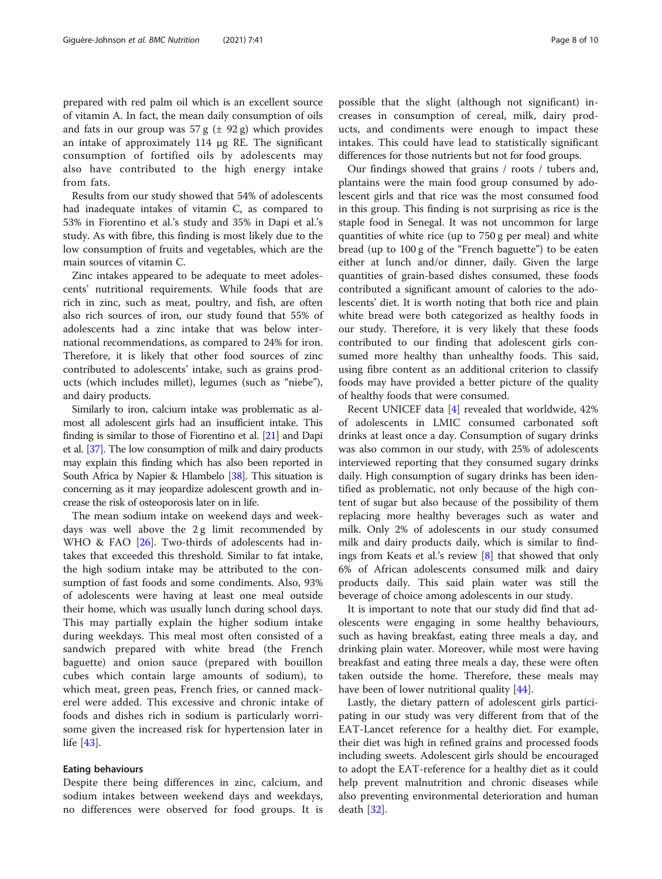prepared with red palm oil which is an excellent source of vitamin A. In fact, the mean daily consumption of oils and fats in our group was 57 g (± 92 g) which provides an intake of approximately 114 μg RE. The significant consumption of fortified oils by adolescents may also have contributed to the high energy intake from fats.

Results from our study showed that 54% of adolescents had inadequate intakes of vitamin C, as compared to 53% in Fiorentino et al.'s study and 35% in Dapi et al.'s study. As with fibre, this finding is most likely due to the low consumption of fruits and vegetables, which are the main sources of vitamin C.

Zinc intakes appeared to be adequate to meet adolescents' nutritional requirements. While foods that are rich in zinc, such as meat, poultry, and fish, are often also rich sources of iron, our study found that 55% of adolescents had a zinc intake that was below international recommendations, as compared to 24% for iron. Therefore, it is likely that other food sources of zinc contributed to adolescents' intake, such as grains products (which includes millet), legumes (such as "niebe"), and dairy products.

Similarly to iron, calcium intake was problematic as almost all adolescent girls had an insufficient intake. This finding is similar to those of Fiorentino et al. [21] and Dapi et al. [37]. The low consumption of milk and dairy products may explain this finding which has also been reported in South Africa by Napier & Hlambelo [38]. This situation is concerning as it may jeopardize adolescent growth and increase the risk of osteoporosis later on in life.

The mean sodium intake on weekend days and weekdays was well above the 2 g limit recommended by WHO & FAO [26]. Two-thirds of adolescents had intakes that exceeded this threshold. Similar to fat intake, the high sodium intake may be attributed to the consumption of fast foods and some condiments. Also, 93% of adolescents were having at least one meal outside their home, which was usually lunch during school days. This may partially explain the higher sodium intake during weekdays. This meal most often consisted of a sandwich prepared with white bread (the French baguette) and onion sauce (prepared with bouillon cubes which contain large amounts of sodium), to which meat, green peas, French fries, or canned mackerel were added. This excessive and chronic intake of foods and dishes rich in sodium is particularly worrisome given the increased risk for hypertension later in life [43].

### Eating behaviours

Despite there being differences in zinc, calcium, and sodium intakes between weekend days and weekdays, no differences were observed for food groups. It is possible that the slight (although not significant) increases in consumption of cereal, milk, dairy products, and condiments were enough to impact these intakes. This could have lead to statistically significant differences for those nutrients but not for food groups.

Our findings showed that grains / roots / tubers and, plantains were the main food group consumed by adolescent girls and that rice was the most consumed food in this group. This finding is not surprising as rice is the staple food in Senegal. It was not uncommon for large quantities of white rice (up to 750 g per meal) and white bread (up to 100 g of the "French baguette") to be eaten either at lunch and/or dinner, daily. Given the large quantities of grain-based dishes consumed, these foods contributed a significant amount of calories to the adolescents' diet. It is worth noting that both rice and plain white bread were both categorized as healthy foods in our study. Therefore, it is very likely that these foods contributed to our finding that adolescent girls consumed more healthy than unhealthy foods. This said, using fibre content as an additional criterion to classify foods may have provided a better picture of the quality of healthy foods that were consumed.

Recent UNICEF data [4] revealed that worldwide, 42% of adolescents in LMIC consumed carbonated soft drinks at least once a day. Consumption of sugary drinks was also common in our study, with 25% of adolescents interviewed reporting that they consumed sugary drinks daily. High consumption of sugary drinks has been identified as problematic, not only because of the high content of sugar but also because of the possibility of them replacing more healthy beverages such as water and milk. Only 2% of adolescents in our study consumed milk and dairy products daily, which is similar to findings from Keats et al.'s review [8] that showed that only 6% of African adolescents consumed milk and dairy products daily. This said plain water was still the beverage of choice among adolescents in our study.

It is important to note that our study did find that adolescents were engaging in some healthy behaviours, such as having breakfast, eating three meals a day, and drinking plain water. Moreover, while most were having breakfast and eating three meals a day, these were often taken outside the home. Therefore, these meals may have been of lower nutritional quality [44].

Lastly, the dietary pattern of adolescent girls participating in our study was very different from that of the EAT-Lancet reference for a healthy diet. For example, their diet was high in refined grains and processed foods including sweets. Adolescent girls should be encouraged to adopt the EAT-reference for a healthy diet as it could help prevent malnutrition and chronic diseases while also preventing environmental deterioration and human death [32].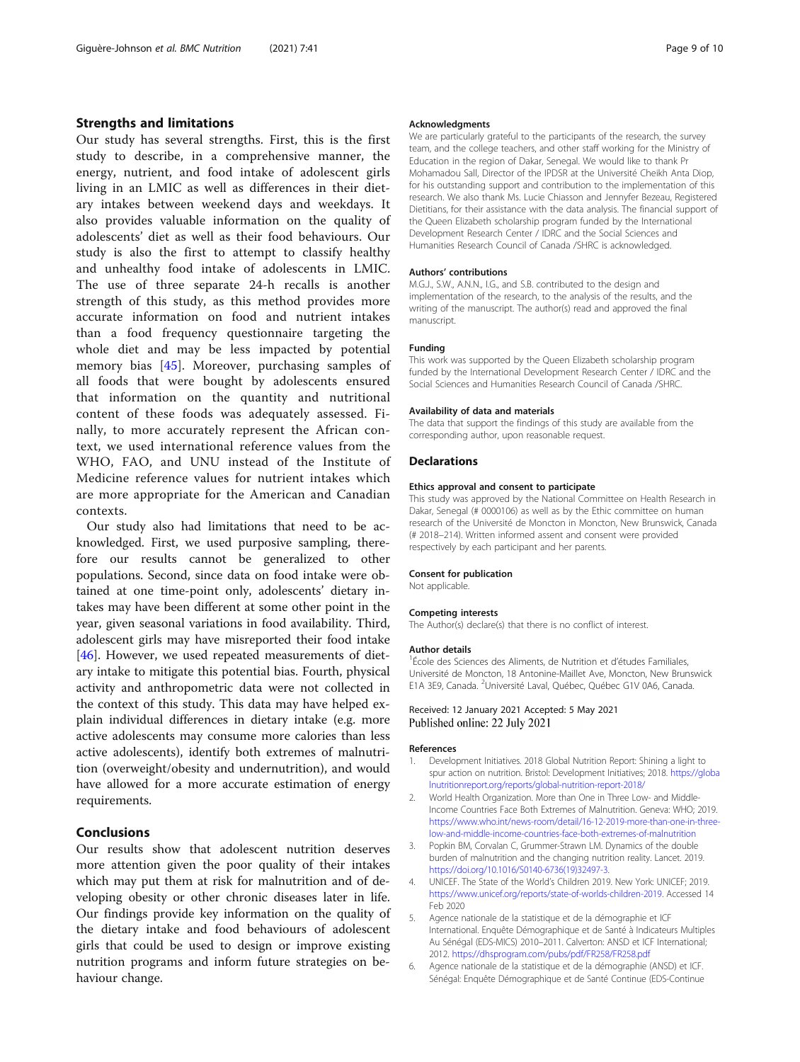## Strengths and limitations

Our study has several strengths. First, this is the first study to describe, in a comprehensive manner, the energy, nutrient, and food intake of adolescent girls living in an LMIC as well as differences in their dietary intakes between weekend days and weekdays. It also provides valuable information on the quality of adolescents' diet as well as their food behaviours. Our study is also the first to attempt to classify healthy and unhealthy food intake of adolescents in LMIC. The use of three separate 24-h recalls is another strength of this study, as this method provides more accurate information on food and nutrient intakes than a food frequency questionnaire targeting the whole diet and may be less impacted by potential memory bias [45]. Moreover, purchasing samples of all foods that were bought by adolescents ensured that information on the quantity and nutritional content of these foods was adequately assessed. Finally, to more accurately represent the African context, we used international reference values from the WHO, FAO, and UNU instead of the Institute of Medicine reference values for nutrient intakes which are more appropriate for the American and Canadian contexts.

Our study also had limitations that need to be acknowledged. First, we used purposive sampling, therefore our results cannot be generalized to other populations. Second, since data on food intake were obtained at one time-point only, adolescents' dietary intakes may have been different at some other point in the year, given seasonal variations in food availability. Third, adolescent girls may have misreported their food intake [46]. However, we used repeated measurements of dietary intake to mitigate this potential bias. Fourth, physical activity and anthropometric data were not collected in the context of this study. This data may have helped explain individual differences in dietary intake (e.g. more active adolescents may consume more calories than less active adolescents), identify both extremes of malnutrition (overweight/obesity and undernutrition), and would have allowed for a more accurate estimation of energy requirements.

## Conclusions

Our results show that adolescent nutrition deserves more attention given the poor quality of their intakes which may put them at risk for malnutrition and of developing obesity or other chronic diseases later in life. Our findings provide key information on the quality of the dietary intake and food behaviours of adolescent girls that could be used to design or improve existing nutrition programs and inform future strategies on behaviour change.

#### Acknowledgments

We are particularly grateful to the participants of the research, the survey team, and the college teachers, and other staff working for the Ministry of Education in the region of Dakar, Senegal. We would like to thank Pr Mohamadou Sall, Director of the IPDSR at the Université Cheikh Anta Diop, for his outstanding support and contribution to the implementation of this research. We also thank Ms. Lucie Chiasson and Jennyfer Bezeau, Registered Dietitians, for their assistance with the data analysis. The financial support of the Queen Elizabeth scholarship program funded by the International Development Research Center / IDRC and the Social Sciences and Humanities Research Council of Canada /SHRC is acknowledged.

#### Authors' contributions

M.G.J., S.W., A.N.N., I.G., and S.B. contributed to the design and implementation of the research, to the analysis of the results, and the writing of the manuscript. The author(s) read and approved the final manuscript.

#### Funding

This work was supported by the Queen Elizabeth scholarship program funded by the International Development Research Center / IDRC and the Social Sciences and Humanities Research Council of Canada /SHRC.

#### Availability of data and materials

The data that support the findings of this study are available from the corresponding author, upon reasonable request.

### Declarations

#### Ethics approval and consent to participate

This study was approved by the National Committee on Health Research in Dakar, Senegal (# 0000106) as well as by the Ethic committee on human research of the Université de Moncton in Moncton, New Brunswick, Canada (# 2018–214). Written informed assent and consent were provided respectively by each participant and her parents.

#### Consent for publication

Not applicable.

#### Competing interests

The Author(s) declare(s) that there is no conflict of interest.

#### Author details

[1]École des Sciences des Aliments, de Nutrition et d'études Familiales, Université de Moncton, 18 Antonine-Maillet Ave, Moncton, New Brunswick E1A 3E9, Canada. [2]Université Laval, Québec, Québec G1V 0A6, Canada.

Received: 12 January 2021 Accepted: 5 May 2021
Published online: 22 July 2021

#### References

1. Development Initiatives. 2018 Global Nutrition Report: Shining a light to spur action on nutrition. Bristol: Development Initiatives; 2018. https://globalnutritionreport.org/reports/global-nutrition-report-2018/
2. World Health Organization. More than One in Three Low- and Middle-Income Countries Face Both Extremes of Malnutrition. Geneva: WHO; 2019. https://www.who.int/news-room/detail/16-12-2019-more-than-one-in-three-low-and-middle-income-countries-face-both-extremes-of-malnutrition
3. Popkin BM, Corvalan C, Grummer-Strawn LM. Dynamics of the double burden of malnutrition and the changing nutrition reality. Lancet. 2019. https://doi.org/10.1016/S0140-6736(19)32497-3.
4. UNICEF. The State of the World's Children 2019. New York: UNICEF; 2019. https://www.unicef.org/reports/state-of-worlds-children-2019. Accessed 14 Feb 2020
5. Agence nationale de la statistique et de la démographie et ICF International. Enquête Démographique et de Santé à Indicateurs Multiples Au Sénégal (EDS-MICS) 2010–2011. Calverton: ANSD et ICF International; 2012. https://dhsprogram.com/pubs/pdf/FR258/FR258.pdf
6. Agence nationale de la statistique et de la démographie (ANSD) et ICF. Sénégal: Enquête Démographique et de Santé Continue (EDS-Continue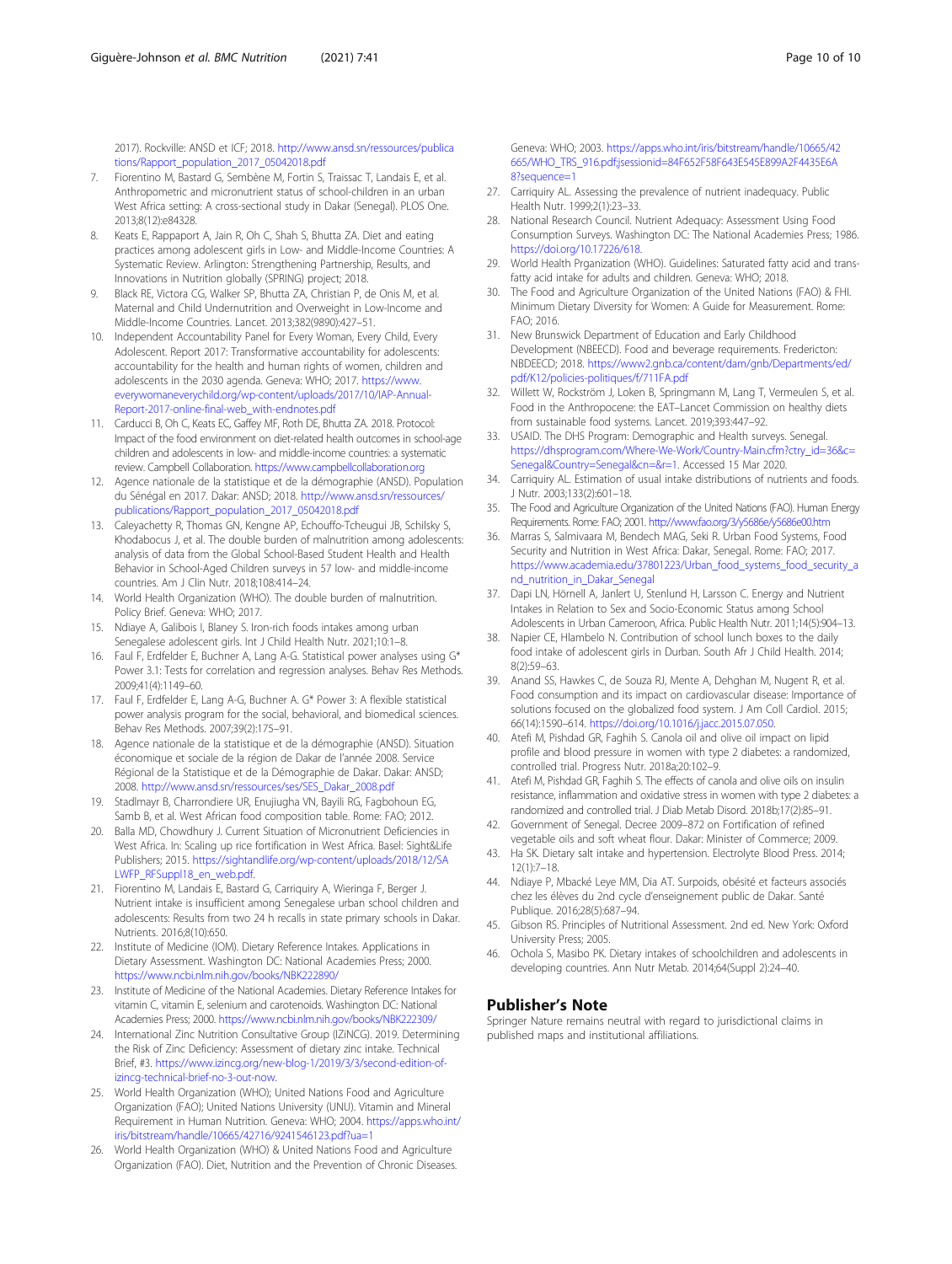2017). Rockville: ANSD et ICF; 2018. http://www.ansd.sn/ressources/publications/Rapport_population_2017_05042018.pdf

7. Fiorentino M, Bastard G, Sembène M, Fortin S, Traissac T, Landais E, et al. Anthropometric and micronutrient status of school-children in an urban West Africa setting: A cross-sectional study in Dakar (Senegal). PLOS One. 2013;8(12):e84328.
8. Keats E, Rappaport A, Jain R, Oh C, Shah S, Bhutta ZA. Diet and eating practices among adolescent girls in Low- and Middle-Income Countries: A Systematic Review. Arlington: Strengthening Partnership, Results, and Innovations in Nutrition globally (SPRING) project; 2018.
9. Black RE, Victora CG, Walker SP, Bhutta ZA, Christian P, de Onis M, et al. Maternal and Child Undernutrition and Overweight in Low-Income and Middle-Income Countries. Lancet. 2013;382(9890):427–51.
10. Independent Accountability Panel for Every Woman, Every Child, Every Adolescent. Report 2017: Transformative accountability for adolescents: accountability for the health and human rights of women, children and adolescents in the 2030 agenda. Geneva: WHO; 2017. https://www.everywomaneverychild.org/wp-content/uploads/2017/10/IAP-Annual-Report-2017-online-final-web_with-endnotes.pdf
11. Carducci B, Oh C, Keats EC, Gaffey MF, Roth DE, Bhutta ZA. 2018. Protocol: Impact of the food environment on diet-related health outcomes in school-age children and adolescents in low- and middle-income countries: a systematic review. Campbell Collaboration. https://www.campbellcollaboration.org
12. Agence nationale de la statistique et de la démographie (ANSD). Population du Sénégal en 2017. Dakar: ANSD; 2018. http://www.ansd.sn/ressources/publications/Rapport_population_2017_05042018.pdf
13. Caleyachetty R, Thomas GN, Kengne AP, Echouffo-Tcheugui JB, Schilsky S, Khodabocus J, et al. The double burden of malnutrition among adolescents: analysis of data from the Global School-Based Student Health and Health Behavior in School-Aged Children surveys in 57 low- and middle-income countries. Am J Clin Nutr. 2018;108:414–24.
14. World Health Organization (WHO). The double burden of malnutrition. Policy Brief. Geneva: WHO; 2017.
15. Ndiaye A, Galibois I, Blaney S. Iron-rich foods intakes among urban Senegalese adolescent girls. Int J Child Health Nutr. 2021;10:1–8.
16. Faul F, Erdfelder E, Buchner A, Lang A-G. Statistical power analyses using G* Power 3.1: Tests for correlation and regression analyses. Behav Res Methods. 2009;41(4):1149–60.
17. Faul F, Erdfelder E, Lang A-G, Buchner A. G* Power 3: A flexible statistical power analysis program for the social, behavioral, and biomedical sciences. Behav Res Methods. 2007;39(2):175–91.
18. Agence nationale de la statistique et de la démographie (ANSD). Situation économique et sociale de la région de Dakar de l'année 2008. Service Régional de la Statistique et de la Démographie de Dakar. Dakar: ANSD; 2008. http://www.ansd.sn/ressources/ses/SES_Dakar_2008.pdf
19. Stadlmayr B, Charrondiere UR, Enujiugha VN, Bayili RG, Fagbohoun EG, Samb B, et al. West African food composition table. Rome: FAO; 2012.
20. Balla MD, Chowdhury J. Current Situation of Micronutrient Deficiencies in West Africa. In: Scaling up rice fortification in West Africa. Basel: Sight&Life Publishers; 2015. https://sightandlife.org/wp-content/uploads/2018/12/SALWFP_RFSuppl18_en_web.pdf.
21. Fiorentino M, Landais E, Bastard G, Carriquiry A, Wieringa F, Berger J. Nutrient intake is insufficient among Senegalese urban school children and adolescents: Results from two 24 h recalls in state primary schools in Dakar. Nutrients. 2016;8(10):650.
22. Institute of Medicine (IOM). Dietary Reference Intakes. Applications in Dietary Assessment. Washington DC: National Academies Press; 2000. https://www.ncbi.nlm.nih.gov/books/NBK222890/
23. Institute of Medicine of the National Academies. Dietary Reference Intakes for vitamin C, vitamin E, selenium and carotenoids. Washington DC: National Academies Press; 2000. https://www.ncbi.nlm.nih.gov/books/NBK222309/
24. International Zinc Nutrition Consultative Group (IZiNCG). 2019. Determining the Risk of Zinc Deficiency: Assessment of dietary zinc intake. Technical Brief, #3. https://www.izincg.org/new-blog-1/2019/3/3/second-edition-of-izincg-technical-brief-no-3-out-now.
25. World Health Organization (WHO); United Nations Food and Agriculture Organization (FAO); United Nations University (UNU). Vitamin and Mineral Requirement in Human Nutrition. Geneva: WHO; 2004. https://apps.who.int/iris/bitstream/handle/10665/42716/9241546123.pdf?ua=1
26. World Health Organization (WHO) & United Nations Food and Agriculture Organization (FAO). Diet, Nutrition and the Prevention of Chronic Diseases. Geneva: WHO; 2003. https://apps.who.int/iris/bitstream/handle/10665/42665/WHO_TRS_916.pdf;jsessionid=84F652F58F643E545E899A2F4435E6A8?sequence=1
27. Carriquiry AL. Assessing the prevalence of nutrient inadequacy. Public Health Nutr. 1999;2(1):23–33.
28. National Research Council. Nutrient Adequacy: Assessment Using Food Consumption Surveys. Washington DC: The National Academies Press; 1986. https://doi.org/10.17226/618.
29. World Health Prganization (WHO). Guidelines: Saturated fatty acid and trans-fatty acid intake for adults and children. Geneva: WHO; 2018.
30. The Food and Agriculture Organization of the United Nations (FAO) & FHI. Minimum Dietary Diversity for Women: A Guide for Measurement. Rome: FAO; 2016.
31. New Brunswick Department of Education and Early Childhood Development (NBEECD). Food and beverage requirements. Fredericton: NBDEECD; 2018. https://www2.gnb.ca/content/dam/gnb/Departments/ed/pdf/K12/policies-politiques/f/711FA.pdf
32. Willett W, Rockström J, Loken B, Springmann M, Lang T, Vermeulen S, et al. Food in the Anthropocene: the EAT–Lancet Commission on healthy diets from sustainable food systems. Lancet. 2019;393:447–92.
33. USAID. The DHS Program: Demographic and Health surveys. Senegal. https://dhsprogram.com/Where-We-Work/Country-Main.cfm?ctry_id=36&c=Senegal&Country=Senegal&cn=&r=1. Accessed 15 Mar 2020.
34. Carriquiry AL. Estimation of usual intake distributions of nutrients and foods. J Nutr. 2003;133(2):601–18.
35. The Food and Agriculture Organization of the United Nations (FAO). Human Energy Requirements. Rome: FAO; 2001. http://www.fao.org/3/y5686e/y5686e00.htm
36. Marras S, Salmivaara M, Bendech MAG, Seki R. Urban Food Systems, Food Security and Nutrition in West Africa: Dakar, Senegal. Rome: FAO; 2017. https://www.academia.edu/37801223/Urban_food_systems_food_security_and_nutrition_in_Dakar_Senegal
37. Dapi LN, Hörnell A, Janlert U, Stenlund H, Larsson C. Energy and Nutrient Intakes in Relation to Sex and Socio-Economic Status among School Adolescents in Urban Cameroon, Africa. Public Health Nutr. 2011;14(5):904–13.
38. Napier CE, Hlambelo N. Contribution of school lunch boxes to the daily food intake of adolescent girls in Durban. South Afr J Child Health. 2014;8(2):59–63.
39. Anand SS, Hawkes C, de Souza RJ, Mente A, Dehghan M, Nugent R, et al. Food consumption and its impact on cardiovascular disease: Importance of solutions focused on the globalized food system. J Am Coll Cardiol. 2015;66(14):1590–614. https://doi.org/10.1016/j.jacc.2015.07.050.
40. Atefi M, Pishdad GR, Faghih S. Canola oil and olive oil impact on lipid profile and blood pressure in women with type 2 diabetes: a randomized, controlled trial. Progress Nutr. 2018a;20:102–9.
41. Atefi M, Pishdad GR, Faghih S. The effects of canola and olive oils on insulin resistance, inflammation and oxidative stress in women with type 2 diabetes: a randomized and controlled trial. J Diab Metab Disord. 2018b;17(2):85–91.
42. Government of Senegal. Decree 2009–872 on Fortification of refined vegetable oils and soft wheat flour. Dakar: Minister of Commerce; 2009.
43. Ha SK. Dietary salt intake and hypertension. Electrolyte Blood Press. 2014;12(1):7–18.
44. Ndiaye P, Mbacké Leye MM, Dia AT. Surpoids, obésité et facteurs associés chez les élèves du 2nd cycle d'enseignement public de Dakar. Santé Publique. 2016;28(5):687–94.
45. Gibson RS. Principles of Nutritional Assessment. 2nd ed. New York: Oxford University Press; 2005.
46. Ochola S, Masibo PK. Dietary intakes of schoolchildren and adolescents in developing countries. Ann Nutr Metab. 2014;64(Suppl 2):24–40.

## Publisher's Note

Springer Nature remains neutral with regard to jurisdictional claims in published maps and institutional affiliations.